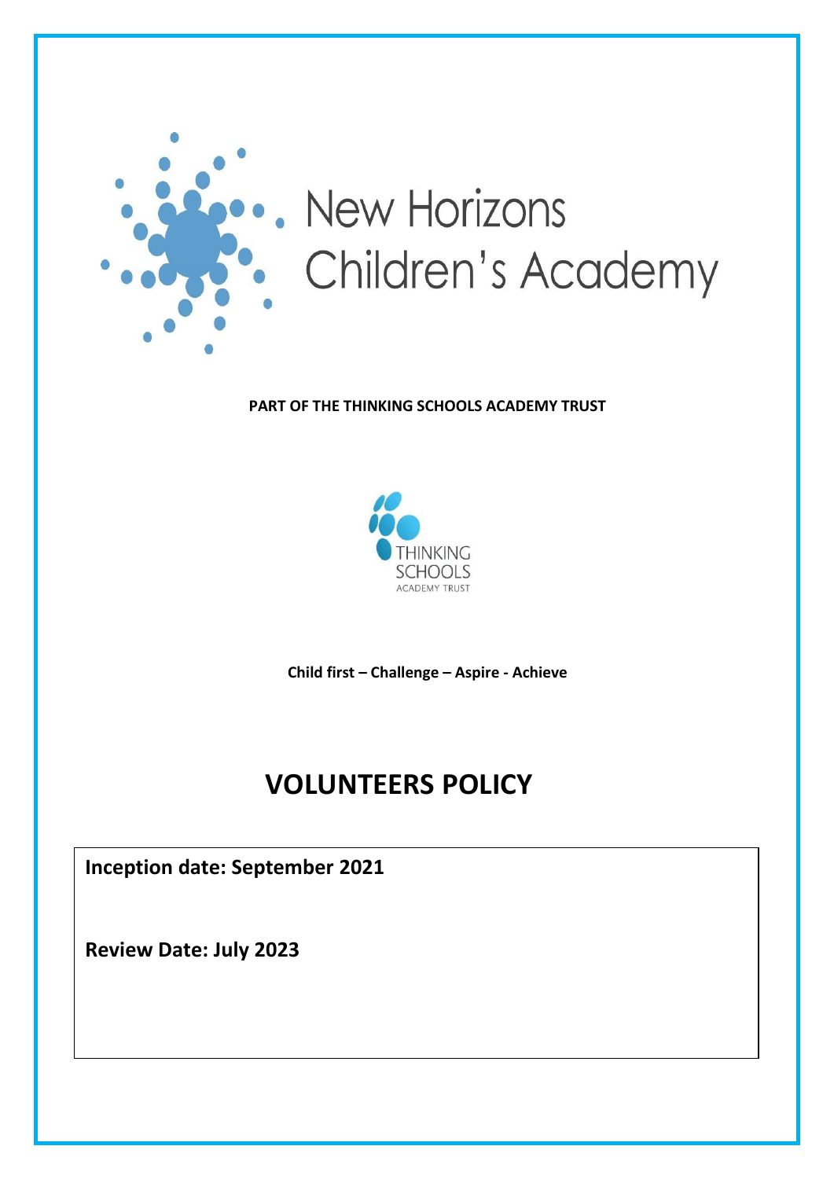New Horizons
Children's Academy

**PART OF THE THINKING SCHOOLS ACADEMY TRUST**

THINKING
SCHOOLS
ACADEMY TRUST

**Child first – Challenge – Aspire - Achieve**

# VOLUNTEERS POLICY

**Inception date: September 2021**

**Review Date: July 2023**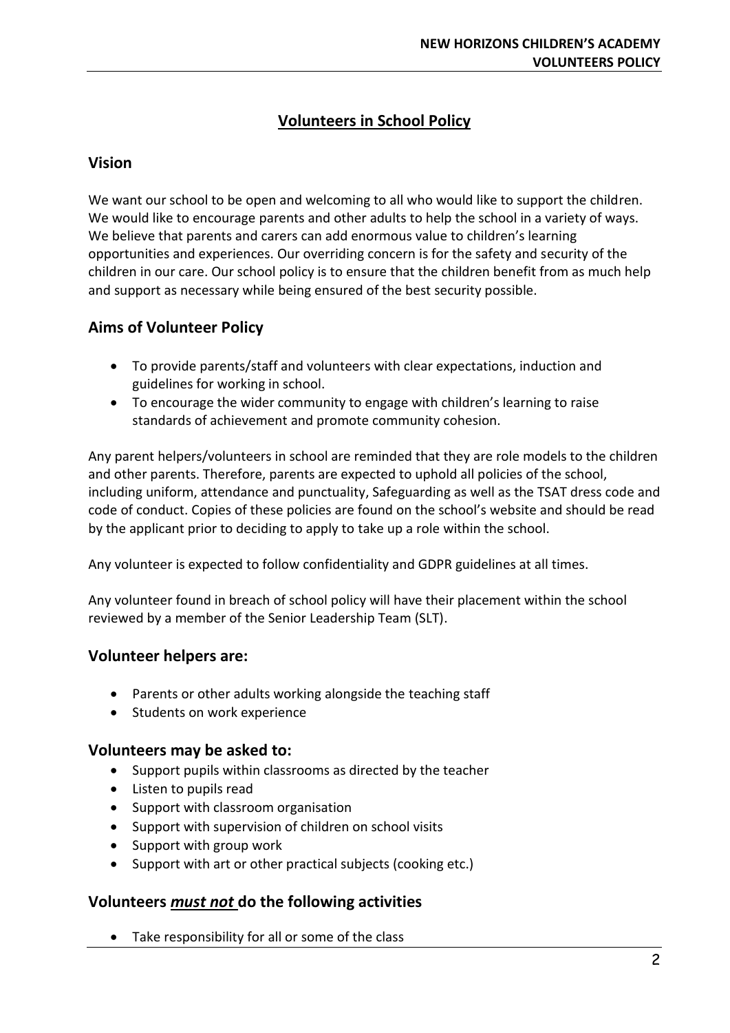# Volunteers in School Policy

## Vision

We want our school to be open and welcoming to all who would like to support the children. We would like to encourage parents and other adults to help the school in a variety of ways. We believe that parents and carers can add enormous value to children's learning opportunities and experiences. Our overriding concern is for the safety and security of the children in our care. Our school policy is to ensure that the children benefit from as much help and support as necessary while being ensured of the best security possible.

## Aims of Volunteer Policy

- To provide parents/staff and volunteers with clear expectations, induction and guidelines for working in school.
- To encourage the wider community to engage with children's learning to raise standards of achievement and promote community cohesion.

Any parent helpers/volunteers in school are reminded that they are role models to the children and other parents. Therefore, parents are expected to uphold all policies of the school, including uniform, attendance and punctuality, Safeguarding as well as the TSAT dress code and code of conduct. Copies of these policies are found on the school's website and should be read by the applicant prior to deciding to apply to take up a role within the school.

Any volunteer is expected to follow confidentiality and GDPR guidelines at all times.

Any volunteer found in breach of school policy will have their placement within the school reviewed by a member of the Senior Leadership Team (SLT).

## Volunteer helpers are:

- Parents or other adults working alongside the teaching staff
- Students on work experience

## Volunteers may be asked to:

- Support pupils within classrooms as directed by the teacher
- Listen to pupils read
- Support with classroom organisation
- Support with supervision of children on school visits
- Support with group work
- Support with art or other practical subjects (cooking etc.)

## Volunteers ***must not*** do the following activities

- Take responsibility for all or some of the class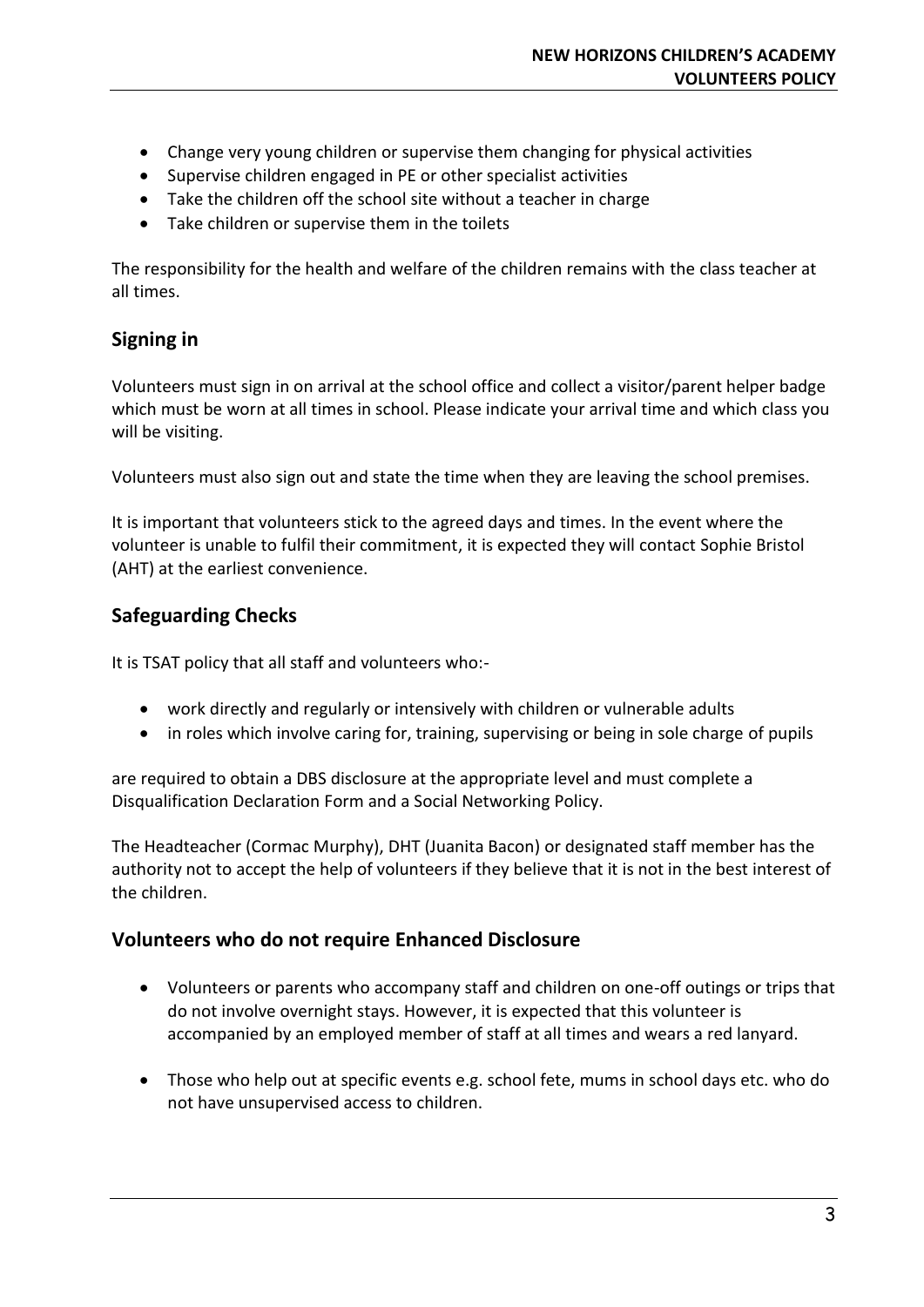- Change very young children or supervise them changing for physical activities
- Supervise children engaged in PE or other specialist activities
- Take the children off the school site without a teacher in charge
- Take children or supervise them in the toilets

The responsibility for the health and welfare of the children remains with the class teacher at all times.

## Signing in

Volunteers must sign in on arrival at the school office and collect a visitor/parent helper badge which must be worn at all times in school. Please indicate your arrival time and which class you will be visiting.

Volunteers must also sign out and state the time when they are leaving the school premises.

It is important that volunteers stick to the agreed days and times. In the event where the volunteer is unable to fulfil their commitment, it is expected they will contact Sophie Bristol (AHT) at the earliest convenience.

## Safeguarding Checks

It is TSAT policy that all staff and volunteers who:-

- work directly and regularly or intensively with children or vulnerable adults
- in roles which involve caring for, training, supervising or being in sole charge of pupils

are required to obtain a DBS disclosure at the appropriate level and must complete a Disqualification Declaration Form and a Social Networking Policy.

The Headteacher (Cormac Murphy), DHT (Juanita Bacon) or designated staff member has the authority not to accept the help of volunteers if they believe that it is not in the best interest of the children.

## Volunteers who do not require Enhanced Disclosure

- Volunteers or parents who accompany staff and children on one-off outings or trips that do not involve overnight stays. However, it is expected that this volunteer is accompanied by an employed member of staff at all times and wears a red lanyard.

- Those who help out at specific events e.g. school fete, mums in school days etc. who do not have unsupervised access to children.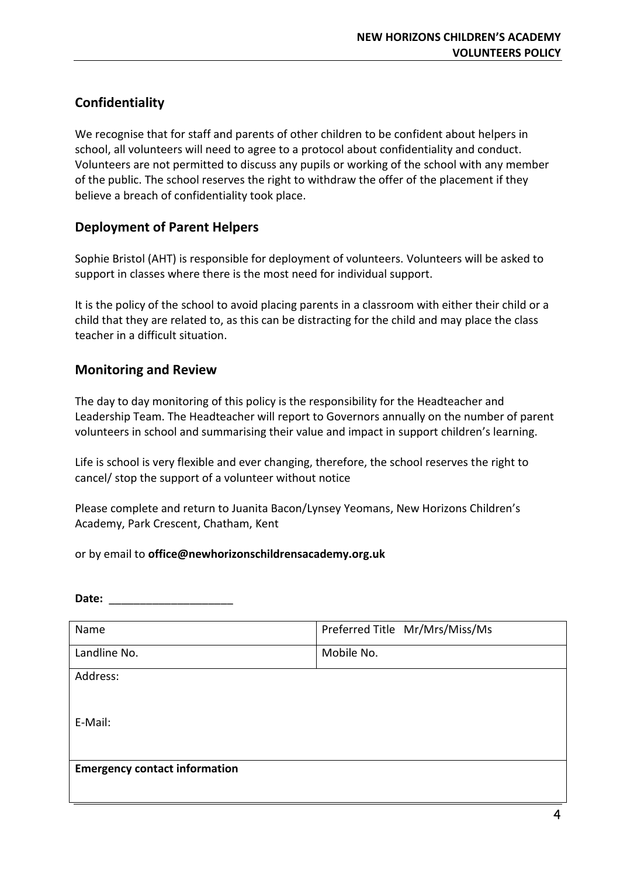## Confidentiality

We recognise that for staff and parents of other children to be confident about helpers in school, all volunteers will need to agree to a protocol about confidentiality and conduct. Volunteers are not permitted to discuss any pupils or working of the school with any member of the public. The school reserves the right to withdraw the offer of the placement if they believe a breach of confidentiality took place.

## Deployment of Parent Helpers

Sophie Bristol (AHT) is responsible for deployment of volunteers. Volunteers will be asked to support in classes where there is the most need for individual support.

It is the policy of the school to avoid placing parents in a classroom with either their child or a child that they are related to, as this can be distracting for the child and may place the class teacher in a difficult situation.

## Monitoring and Review

The day to day monitoring of this policy is the responsibility for the Headteacher and Leadership Team. The Headteacher will report to Governors annually on the number of parent volunteers in school and summarising their value and impact in support children's learning.

Life is school is very flexible and ever changing, therefore, the school reserves the right to cancel/ stop the support of a volunteer without notice

Please complete and return to Juanita Bacon/Lynsey Yeomans, New Horizons Children's Academy, Park Crescent, Chatham, Kent

or by email to **office@newhorizonschildrensacademy.org.uk**

**Date:** ____________________

| Name | Preferred Title Mr/Mrs/Miss/Ms |
|---|---|
| Landline No. | Mobile No. |
| Address:<br><br>E-Mail: | |
| **Emergency contact information** | |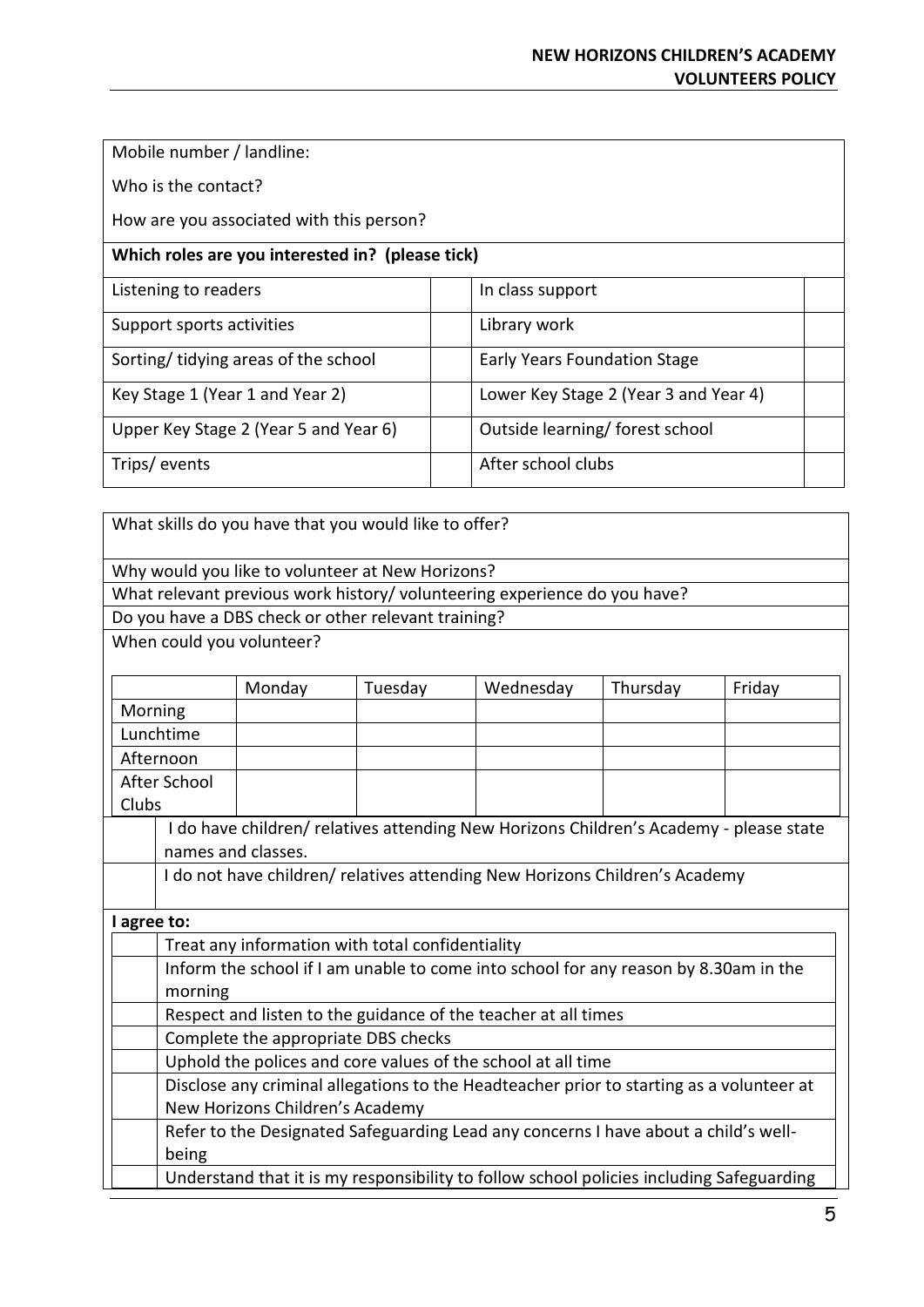Mobile number / landline:

Who is the contact?

How are you associated with this person?

**Which roles are you interested in? (please tick)**

| | | | |
|---|---|---|---|
| Listening to readers | | In class support | |
| Support sports activities | | Library work | |
| Sorting/ tidying areas of the school | | Early Years Foundation Stage | |
| Key Stage 1 (Year 1 and Year 2) | | Lower Key Stage 2 (Year 3 and Year 4) | |
| Upper Key Stage 2 (Year 5 and Year 6) | | Outside learning/ forest school | |
| Trips/ events | | After school clubs | |

What skills do you have that you would like to offer?

Why would you like to volunteer at New Horizons?

What relevant previous work history/ volunteering experience do you have?

Do you have a DBS check or other relevant training?

When could you volunteer?

| | Monday | Tuesday | Wednesday | Thursday | Friday |
|---|---|---|---|---|---|
| Morning | | | | | |
| Lunchtime | | | | | |
| Afternoon | | | | | |
| After School Clubs | | | | | |

| | |
|---|---|
| | I do have children/ relatives attending New Horizons Children's Academy - please state names and classes. |
| | I do not have children/ relatives attending New Horizons Children's Academy |

**I agree to:**

| | |
|---|---|
| | Treat any information with total confidentiality |
| | Inform the school if I am unable to come into school for any reason by 8.30am in the morning |
| | Respect and listen to the guidance of the teacher at all times |
| | Complete the appropriate DBS checks |
| | Uphold the polices and core values of the school at all time |
| | Disclose any criminal allegations to the Headteacher prior to starting as a volunteer at New Horizons Children's Academy |
| | Refer to the Designated Safeguarding Lead any concerns I have about a child's well-being |
| | Understand that it is my responsibility to follow school policies including Safeguarding |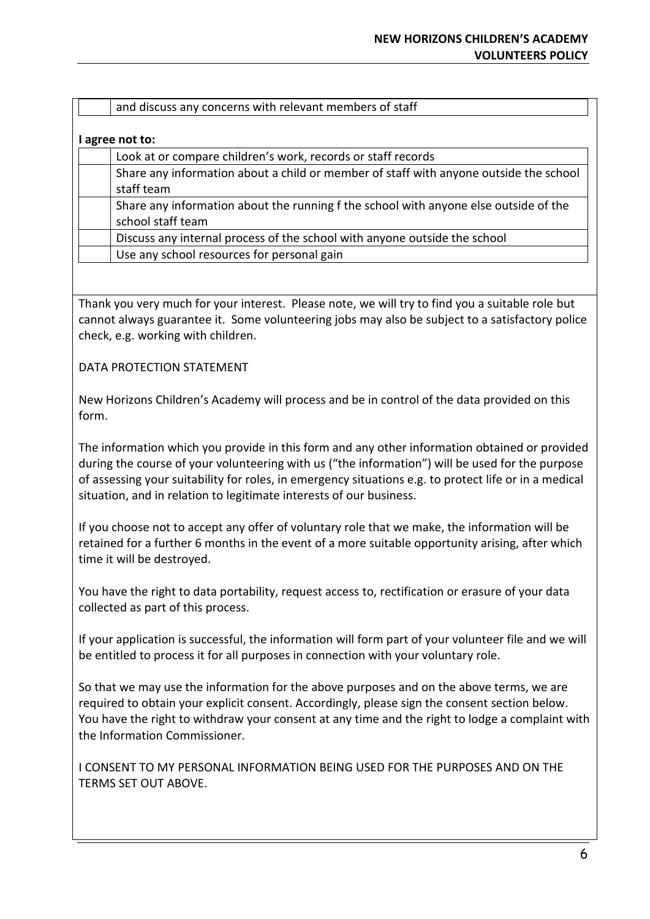| | |
|---|---|
| | and discuss any concerns with relevant members of staff |

**I agree not to:**

| | |
|---|---|
| | Look at or compare children's work, records or staff records |
| | Share any information about a child or member of staff with anyone outside the school staff team |
| | Share any information about the running f the school with anyone else outside of the school staff team |
| | Discuss any internal process of the school with anyone outside the school |
| | Use any school resources for personal gain |

Thank you very much for your interest. Please note, we will try to find you a suitable role but cannot always guarantee it. Some volunteering jobs may also be subject to a satisfactory police check, e.g. working with children.

DATA PROTECTION STATEMENT

New Horizons Children's Academy will process and be in control of the data provided on this form.

The information which you provide in this form and any other information obtained or provided during the course of your volunteering with us ("the information") will be used for the purpose of assessing your suitability for roles, in emergency situations e.g. to protect life or in a medical situation, and in relation to legitimate interests of our business.

If you choose not to accept any offer of voluntary role that we make, the information will be retained for a further 6 months in the event of a more suitable opportunity arising, after which time it will be destroyed.

You have the right to data portability, request access to, rectification or erasure of your data collected as part of this process.

If your application is successful, the information will form part of your volunteer file and we will be entitled to process it for all purposes in connection with your voluntary role.

So that we may use the information for the above purposes and on the above terms, we are required to obtain your explicit consent. Accordingly, please sign the consent section below. You have the right to withdraw your consent at any time and the right to lodge a complaint with the Information Commissioner.

I CONSENT TO MY PERSONAL INFORMATION BEING USED FOR THE PURPOSES AND ON THE TERMS SET OUT ABOVE.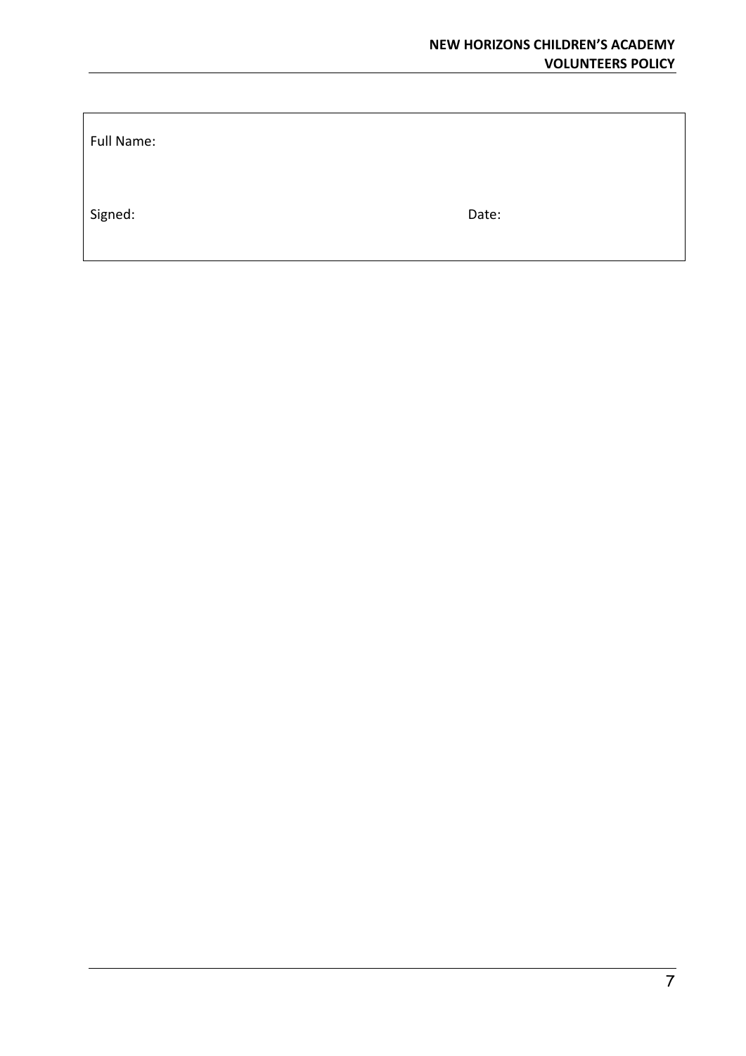| Full Name: | |
|---|---|
| Signed: | Date: |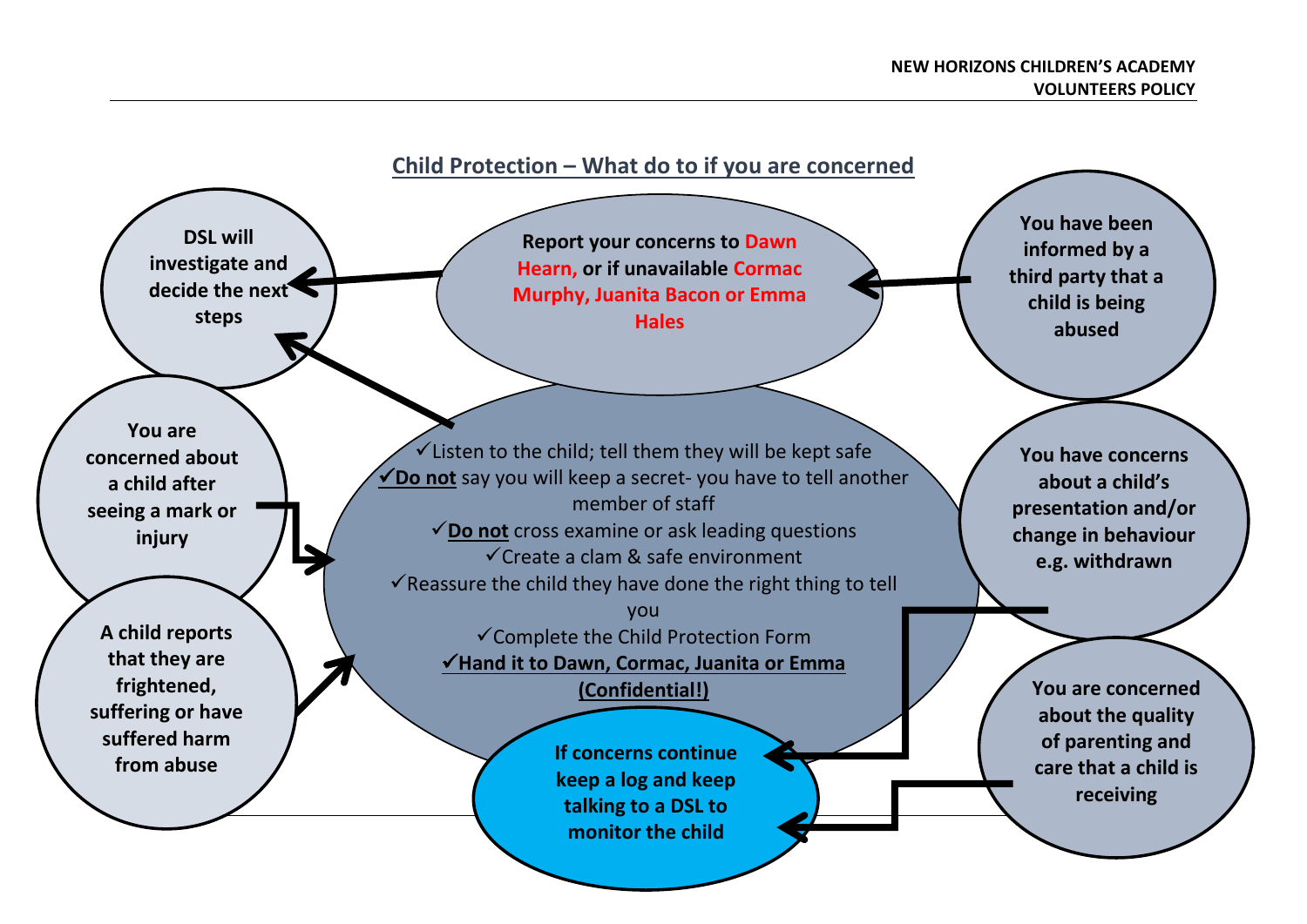## Child Protection – What do to if you are concerned

**Report your concerns to Dawn Hearn, or if unavailable Cormac Murphy, Juanita Bacon or Emma Hales**

**DSL will investigate and decide the next steps**

**You have been informed by a third party that a child is being abused**

**You are concerned about a child after seeing a mark or injury**

**A child reports that they are frightened, suffering or have suffered harm from abuse**

**You have concerns about a child's presentation and/or change in behaviour e.g. withdrawn**

**You are concerned about the quality of parenting and care that a child is receiving**

✓Listen to the child; tell them they will be kept safe

✓**Do not** say you will keep a secret- you have to tell another member of staff

✓**Do not** cross examine or ask leading questions

✓Create a clam & safe environment

✓Reassure the child they have done the right thing to tell you

✓Complete the Child Protection Form

✓**Hand it to Dawn, Cormac, Juanita or Emma (Confidential!)**

**If concerns continue keep a log and keep talking to a DSL to monitor the child**